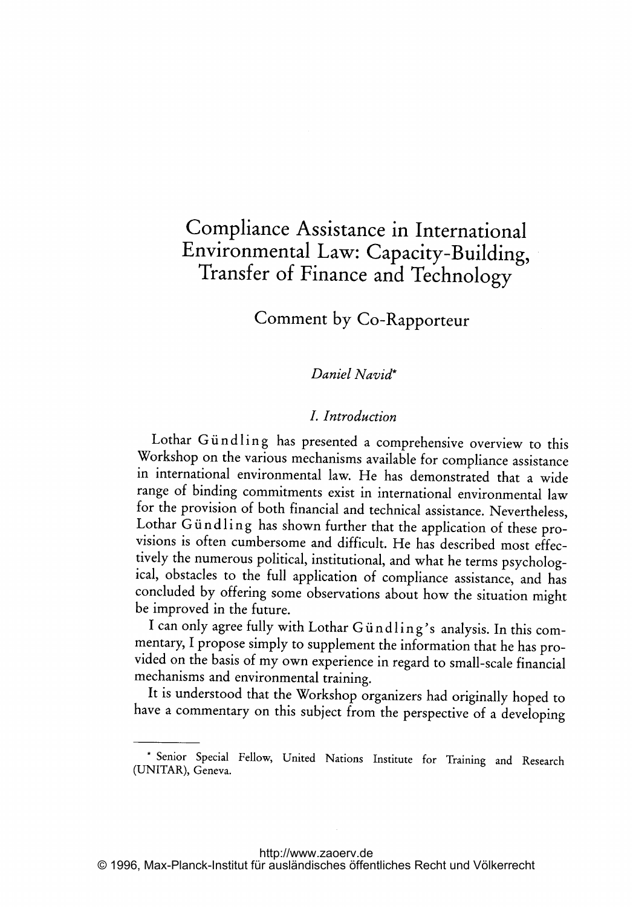# Compliance Assistance in International Environmental Law: Capacity-Building, Transfer of Finance and Technology

## Comment by Co-Rapporteur

*Daniel Navid**

### I. Introduction

Lothar Gündling has presented a comprehensive overview to this Workshop on the various mechanisms available for compliance assistance in international environmental law. He has demonstrated that a wide range of binding commitments exist in international environmental law for the provision of both financial and technical assistance. Nevertheless, Lothar Gündling has shown further that the application of these provisions is often cumbersome and difficult. He has described most effectively the numerous political, institutional, and what he terms psychological, obstacles to the full application of compliance assistance, and has concluded by offering some observations about how the situation might be improved in the future.

I can only agree fully with Lothar Gündling's analysis. In this commentary, I propose simply to supplement the information that he has provided on the basis of my own experience in regard to small-scale financial mechanisms and environmental training.

It is understood that the Workshop organizers had originally hoped to have a commentary on this subject from the perspective of a developing

---

* Senior Special Fellow, United Nations Institute for Training and Research (UNITAR), Geneva.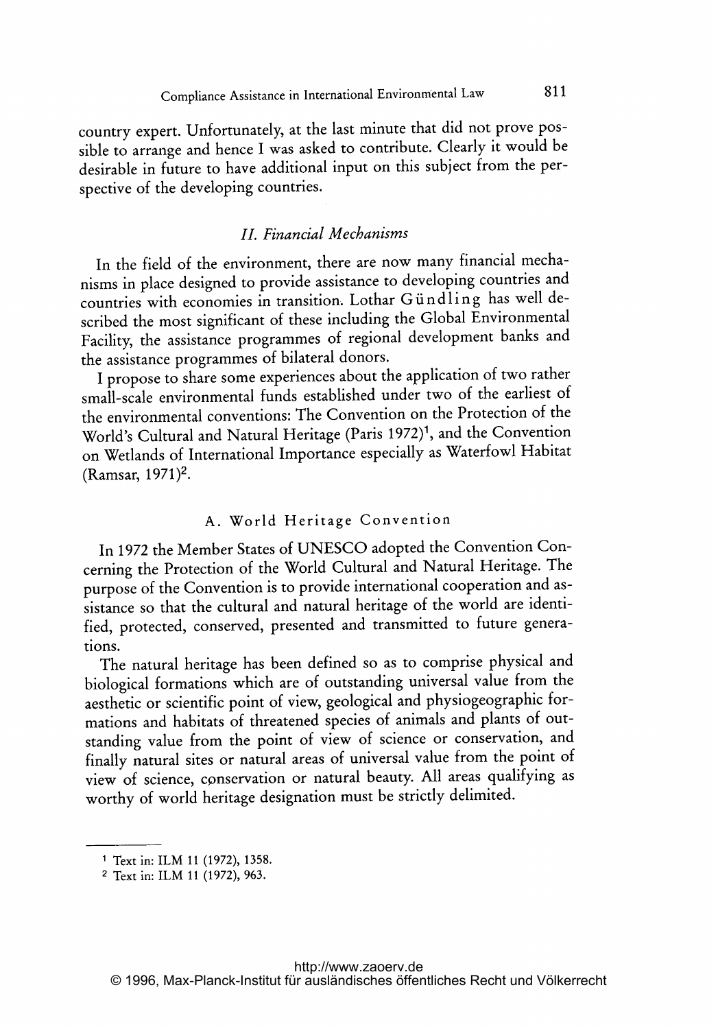country expert. Unfortunately, at the last minute that did not prove possible to arrange and hence I was asked to contribute. Clearly it would be desirable in future to have additional input on this subject from the perspective of the developing countries.

## *II. Financial Mechanisms*

In the field of the environment, there are now many financial mechanisms in place designed to provide assistance to developing countries and countries with economies in transition. Lothar Gündling has well described the most significant of these including the Global Environmental Facility, the assistance programmes of regional development banks and the assistance programmes of bilateral donors.

I propose to share some experiences about the application of two rather small-scale environmental funds established under two of the earliest of the environmental conventions: The Convention on the Protection of the World's Cultural and Natural Heritage (Paris 1972)[1], and the Convention on Wetlands of International Importance especially as Waterfowl Habitat (Ramsar, 1971)[2].

### A. World Heritage Convention

In 1972 the Member States of UNESCO adopted the Convention Concerning the Protection of the World Cultural and Natural Heritage. The purpose of the Convention is to provide international cooperation and assistance so that the cultural and natural heritage of the world are identified, protected, conserved, presented and transmitted to future generations.

The natural heritage has been defined so as to comprise physical and biological formations which are of outstanding universal value from the aesthetic or scientific point of view, geological and physiogeographic formations and habitats of threatened species of animals and plants of outstanding value from the point of view of science or conservation, and finally natural sites or natural areas of universal value from the point of view of science, conservation or natural beauty. All areas qualifying as worthy of world heritage designation must be strictly delimited.

---

[1] Text in: ILM 11 (1972), 1358.

[2] Text in: ILM 11 (1972), 963.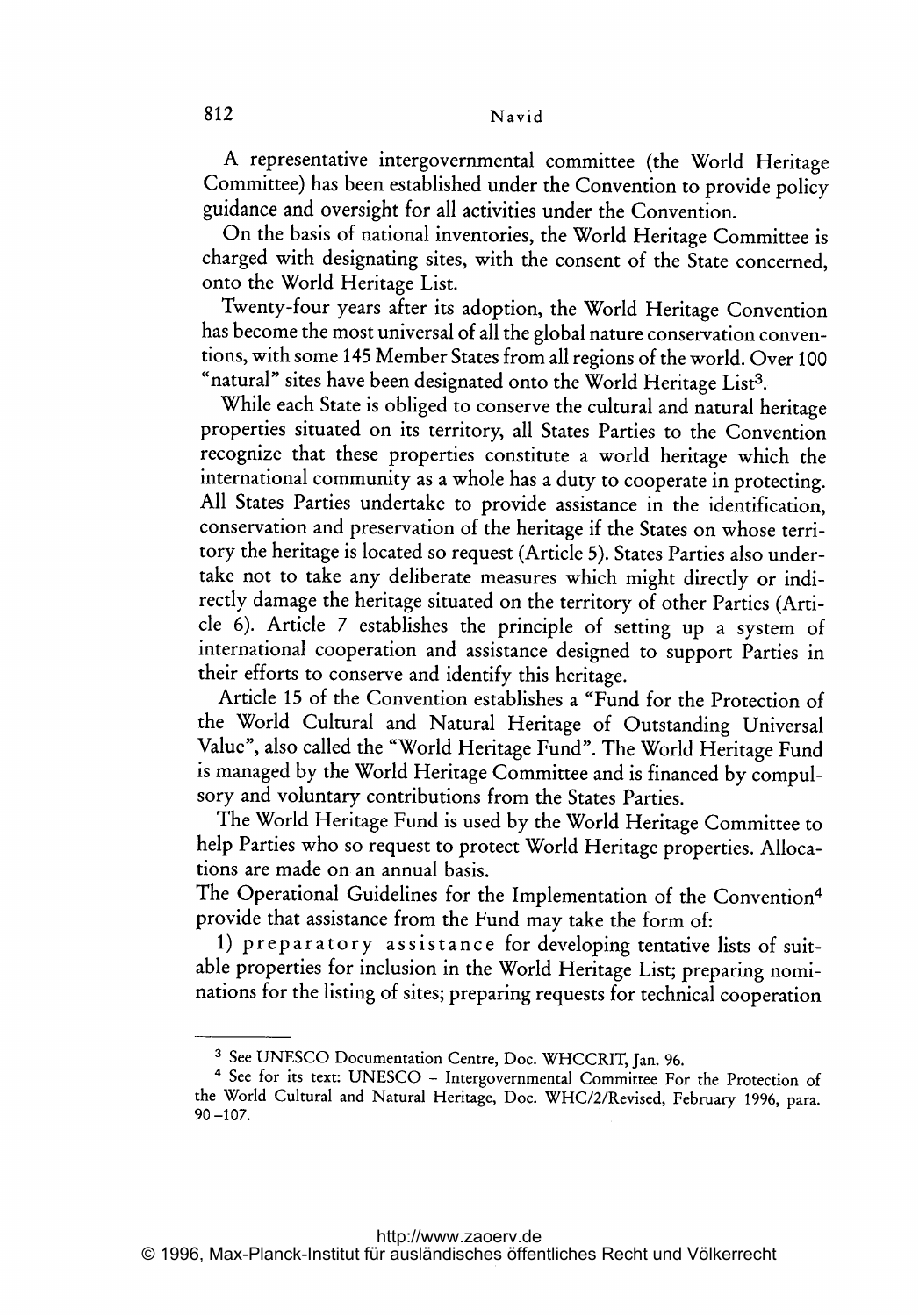A representative intergovernmental committee (the World Heritage Committee) has been established under the Convention to provide policy guidance and oversight for all activities under the Convention.

On the basis of national inventories, the World Heritage Committee is charged with designating sites, with the consent of the State concerned, onto the World Heritage List.

Twenty-four years after its adoption, the World Heritage Convention has become the most universal of all the global nature conservation conventions, with some 145 Member States from all regions of the world. Over 100 "natural" sites have been designated onto the World Heritage List[3].

While each State is obliged to conserve the cultural and natural heritage properties situated on its territory, all States Parties to the Convention recognize that these properties constitute a world heritage which the international community as a whole has a duty to cooperate in protecting. All States Parties undertake to provide assistance in the identification, conservation and preservation of the heritage if the States on whose territory the heritage is located so request (Article 5). States Parties also undertake not to take any deliberate measures which might directly or indirectly damage the heritage situated on the territory of other Parties (Article 6). Article 7 establishes the principle of setting up a system of international cooperation and assistance designed to support Parties in their efforts to conserve and identify this heritage.

Article 15 of the Convention establishes a "Fund for the Protection of the World Cultural and Natural Heritage of Outstanding Universal Value", also called the "World Heritage Fund". The World Heritage Fund is managed by the World Heritage Committee and is financed by compulsory and voluntary contributions from the States Parties.

The World Heritage Fund is used by the World Heritage Committee to help Parties who so request to protect World Heritage properties. Allocations are made on an annual basis.

The Operational Guidelines for the Implementation of the Convention[4] provide that assistance from the Fund may take the form of:

1) preparatory assistance for developing tentative lists of suitable properties for inclusion in the World Heritage List; preparing nominations for the listing of sites; preparing requests for technical cooperation

---

[3] See UNESCO Documentation Centre, Doc. WHCCRIT, Jan. 96.

[4] See for its text: UNESCO – Intergovernmental Committee For the Protection of the World Cultural and Natural Heritage, Doc. WHC/2/Revised, February 1996, para. 90–107.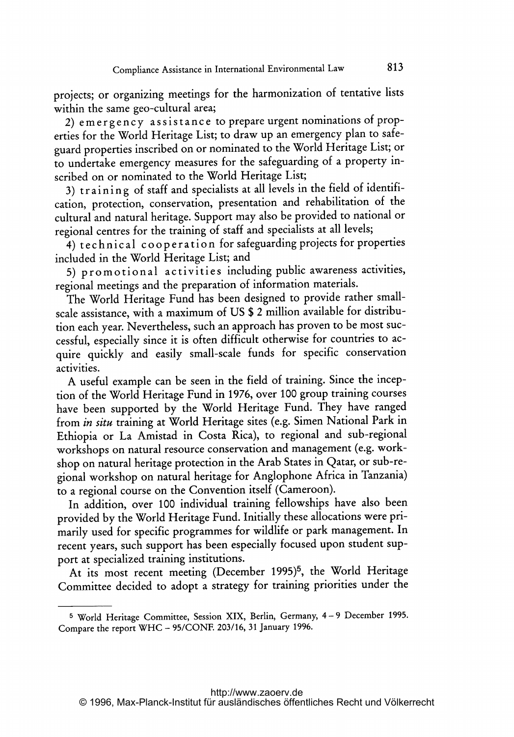projects; or organizing meetings for the harmonization of tentative lists within the same geo-cultural area;

2) emergency assistance to prepare urgent nominations of properties for the World Heritage List; to draw up an emergency plan to safeguard properties inscribed on or nominated to the World Heritage List; or to undertake emergency measures for the safeguarding of a property inscribed on or nominated to the World Heritage List;

3) training of staff and specialists at all levels in the field of identification, protection, conservation, presentation and rehabilitation of the cultural and natural heritage. Support may also be provided to national or regional centres for the training of staff and specialists at all levels;

4) technical cooperation for safeguarding projects for properties included in the World Heritage List; and

5) promotional activities including public awareness activities, regional meetings and the preparation of information materials.

The World Heritage Fund has been designed to provide rather small-scale assistance, with a maximum of US $ 2 million available for distribution each year. Nevertheless, such an approach has proven to be most successful, especially since it is often difficult otherwise for countries to acquire quickly and easily small-scale funds for specific conservation activities.

A useful example can be seen in the field of training. Since the inception of the World Heritage Fund in 1976, over 100 group training courses have been supported by the World Heritage Fund. They have ranged from *in situ* training at World Heritage sites (e.g. Simen National Park in Ethiopia or La Amistad in Costa Rica), to regional and sub-regional workshops on natural resource conservation and management (e.g. workshop on natural heritage protection in the Arab States in Qatar, or sub-regional workshop on natural heritage for Anglophone Africa in Tanzania) to a regional course on the Convention itself (Cameroon).

In addition, over 100 individual training fellowships have also been provided by the World Heritage Fund. Initially these allocations were primarily used for specific programmes for wildlife or park management. In recent years, such support has been especially focused upon student support at specialized training institutions.

At its most recent meeting (December 1995)[5], the World Heritage Committee decided to adopt a strategy for training priorities under the

---

[5] World Heritage Committee, Session XIX, Berlin, Germany, 4 – 9 December 1995. Compare the report WHC – 95/CONF. 203/16, 31 January 1996.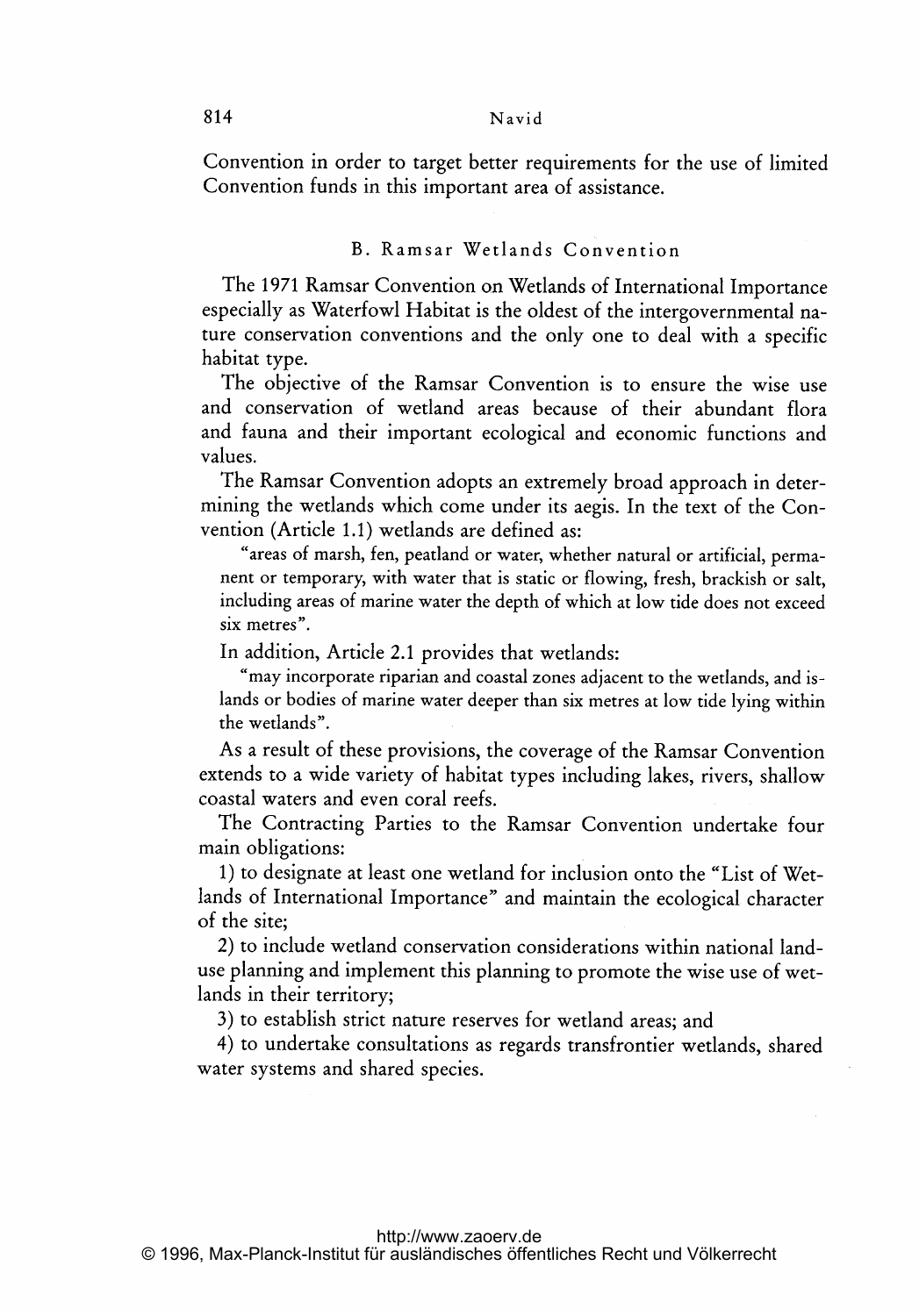Convention in order to target better requirements for the use of limited Convention funds in this important area of assistance.

## B. Ramsar Wetlands Convention

The 1971 Ramsar Convention on Wetlands of International Importance especially as Waterfowl Habitat is the oldest of the intergovernmental nature conservation conventions and the only one to deal with a specific habitat type.

The objective of the Ramsar Convention is to ensure the wise use and conservation of wetland areas because of their abundant flora and fauna and their important ecological and economic functions and values.

The Ramsar Convention adopts an extremely broad approach in determining the wetlands which come under its aegis. In the text of the Convention (Article 1.1) wetlands are defined as:

> "areas of marsh, fen, peatland or water, whether natural or artificial, permanent or temporary, with water that is static or flowing, fresh, brackish or salt, including areas of marine water the depth of which at low tide does not exceed six metres".

In addition, Article 2.1 provides that wetlands:

> "may incorporate riparian and coastal zones adjacent to the wetlands, and islands or bodies of marine water deeper than six metres at low tide lying within the wetlands".

As a result of these provisions, the coverage of the Ramsar Convention extends to a wide variety of habitat types including lakes, rivers, shallow coastal waters and even coral reefs.

The Contracting Parties to the Ramsar Convention undertake four main obligations:

1) to designate at least one wetland for inclusion onto the "List of Wetlands of International Importance" and maintain the ecological character of the site;

2) to include wetland conservation considerations within national land-use planning and implement this planning to promote the wise use of wetlands in their territory;

3) to establish strict nature reserves for wetland areas; and

4) to undertake consultations as regards transfrontier wetlands, shared water systems and shared species.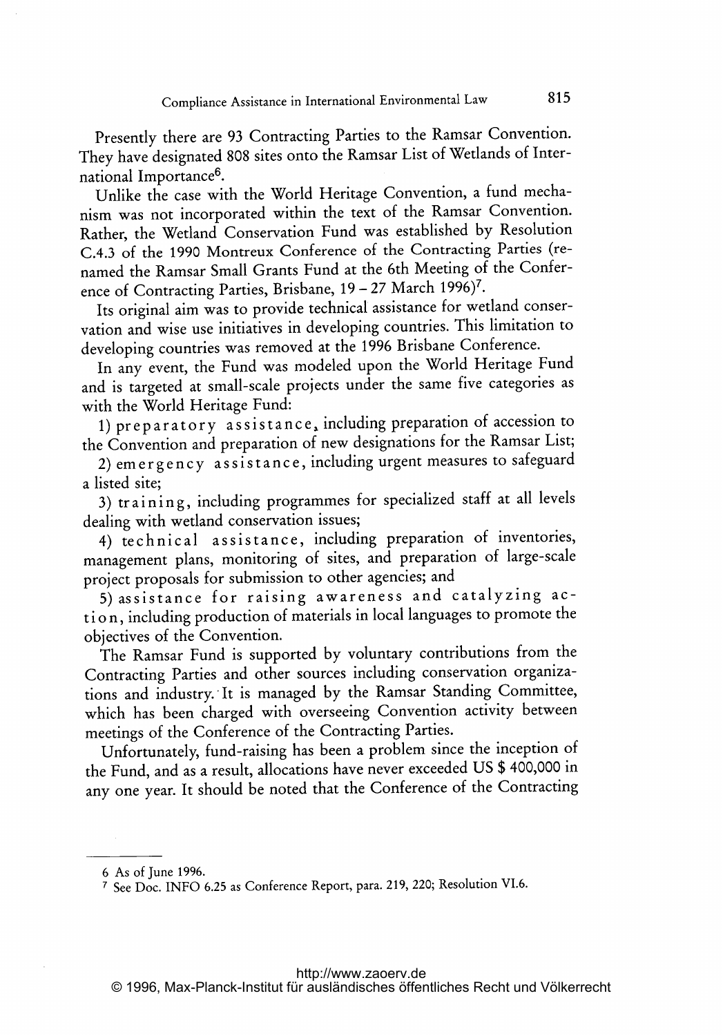Presently there are 93 Contracting Parties to the Ramsar Convention. They have designated 808 sites onto the Ramsar List of Wetlands of International Importance[6].

Unlike the case with the World Heritage Convention, a fund mechanism was not incorporated within the text of the Ramsar Convention. Rather, the Wetland Conservation Fund was established by Resolution C.4.3 of the 1990 Montreux Conference of the Contracting Parties (renamed the Ramsar Small Grants Fund at the 6th Meeting of the Conference of Contracting Parties, Brisbane, 19 – 27 March 1996)[7].

Its original aim was to provide technical assistance for wetland conservation and wise use initiatives in developing countries. This limitation to developing countries was removed at the 1996 Brisbane Conference.

In any event, the Fund was modeled upon the World Heritage Fund and is targeted at small-scale projects under the same five categories as with the World Heritage Fund:

1) preparatory assistance, including preparation of accession to the Convention and preparation of new designations for the Ramsar List;

2) emergency assistance, including urgent measures to safeguard a listed site;

3) training, including programmes for specialized staff at all levels dealing with wetland conservation issues;

4) technical assistance, including preparation of inventories, management plans, monitoring of sites, and preparation of large-scale project proposals for submission to other agencies; and

5) assistance for raising awareness and catalyzing action, including production of materials in local languages to promote the objectives of the Convention.

The Ramsar Fund is supported by voluntary contributions from the Contracting Parties and other sources including conservation organizations and industry. It is managed by the Ramsar Standing Committee, which has been charged with overseeing Convention activity between meetings of the Conference of the Contracting Parties.

Unfortunately, fund-raising has been a problem since the inception of the Fund, and as a result, allocations have never exceeded US $ 400,000 in any one year. It should be noted that the Conference of the Contracting

---

6 As of June 1996.

7 See Doc. INFO 6.25 as Conference Report, para. 219, 220; Resolution VI.6.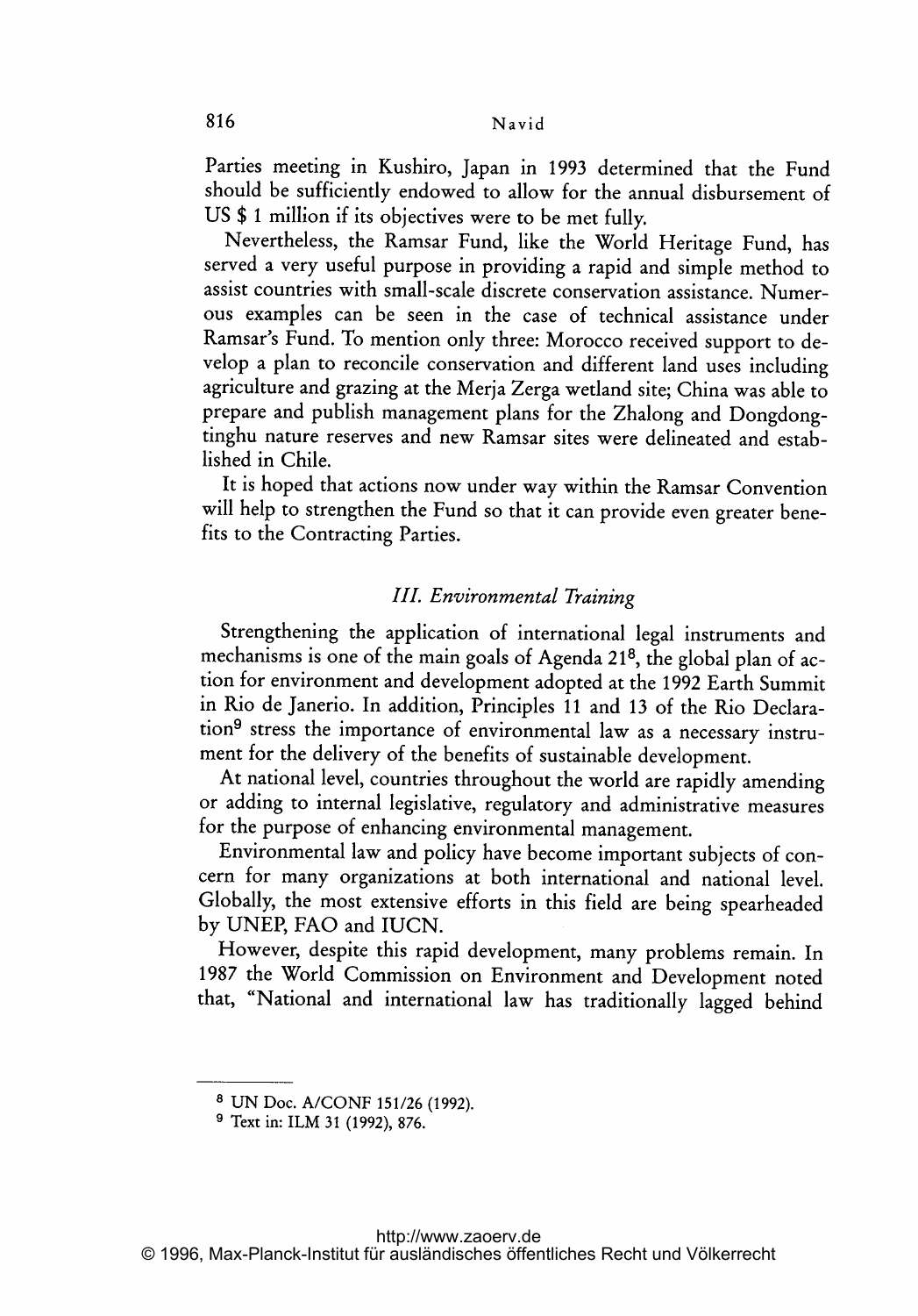Parties meeting in Kushiro, Japan in 1993 determined that the Fund should be sufficiently endowed to allow for the annual disbursement of US $ 1 million if its objectives were to be met fully.

Nevertheless, the Ramsar Fund, like the World Heritage Fund, has served a very useful purpose in providing a rapid and simple method to assist countries with small-scale discrete conservation assistance. Numerous examples can be seen in the case of technical assistance under Ramsar's Fund. To mention only three: Morocco received support to develop a plan to reconcile conservation and different land uses including agriculture and grazing at the Merja Zerga wetland site; China was able to prepare and publish management plans for the Zhalong and Dongdongtinghu nature reserves and new Ramsar sites were delineated and established in Chile.

It is hoped that actions now under way within the Ramsar Convention will help to strengthen the Fund so that it can provide even greater benefits to the Contracting Parties.

### *III. Environmental Training*

Strengthening the application of international legal instruments and mechanisms is one of the main goals of Agenda 21[8], the global plan of action for environment and development adopted at the 1992 Earth Summit in Rio de Janerio. In addition, Principles 11 and 13 of the Rio Declaration[9] stress the importance of environmental law as a necessary instrument for the delivery of the benefits of sustainable development.

At national level, countries throughout the world are rapidly amending or adding to internal legislative, regulatory and administrative measures for the purpose of enhancing environmental management.

Environmental law and policy have become important subjects of concern for many organizations at both international and national level. Globally, the most extensive efforts in this field are being spearheaded by UNEP, FAO and IUCN.

However, despite this rapid development, many problems remain. In 1987 the World Commission on Environment and Development noted that, "National and international law has traditionally lagged behind

---

[8] UN Doc. A/CONF 151/26 (1992).

[9] Text in: ILM 31 (1992), 876.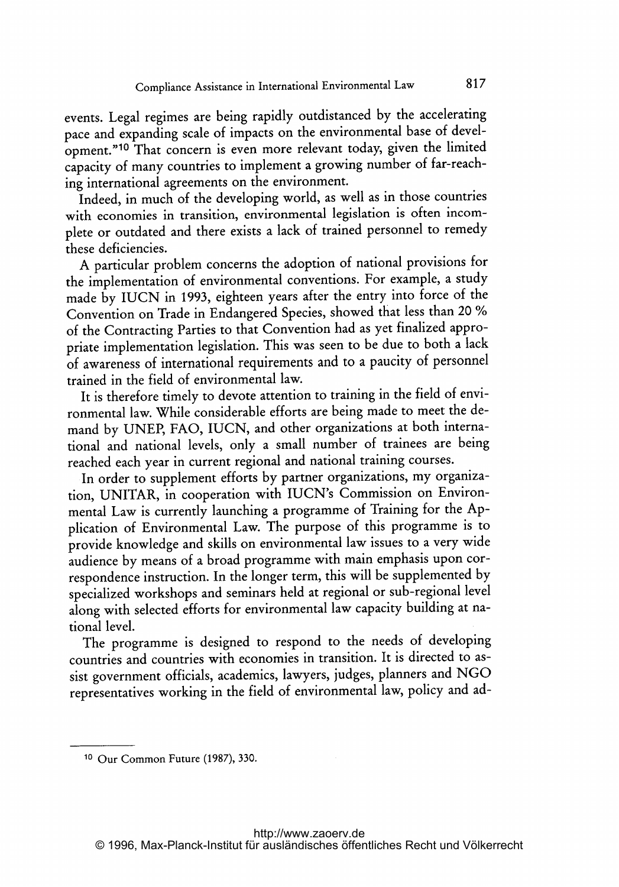events. Legal regimes are being rapidly outdistanced by the accelerating pace and expanding scale of impacts on the environmental base of development."[10] That concern is even more relevant today, given the limited capacity of many countries to implement a growing number of far-reaching international agreements on the environment.

Indeed, in much of the developing world, as well as in those countries with economies in transition, environmental legislation is often incomplete or outdated and there exists a lack of trained personnel to remedy these deficiencies.

A particular problem concerns the adoption of national provisions for the implementation of environmental conventions. For example, a study made by IUCN in 1993, eighteen years after the entry into force of the Convention on Trade in Endangered Species, showed that less than 20 % of the Contracting Parties to that Convention had as yet finalized appropriate implementation legislation. This was seen to be due to both a lack of awareness of international requirements and to a paucity of personnel trained in the field of environmental law.

It is therefore timely to devote attention to training in the field of environmental law. While considerable efforts are being made to meet the demand by UNEP, FAO, IUCN, and other organizations at both international and national levels, only a small number of trainees are being reached each year in current regional and national training courses.

In order to supplement efforts by partner organizations, my organization, UNITAR, in cooperation with IUCN's Commission on Environmental Law is currently launching a programme of Training for the Application of Environmental Law. The purpose of this programme is to provide knowledge and skills on environmental law issues to a very wide audience by means of a broad programme with main emphasis upon correspondence instruction. In the longer term, this will be supplemented by specialized workshops and seminars held at regional or sub-regional level along with selected efforts for environmental law capacity building at national level.

The programme is designed to respond to the needs of developing countries and countries with economies in transition. It is directed to assist government officials, academics, lawyers, judges, planners and NGO representatives working in the field of environmental law, policy and ad-

---

[10] Our Common Future (1987), 330.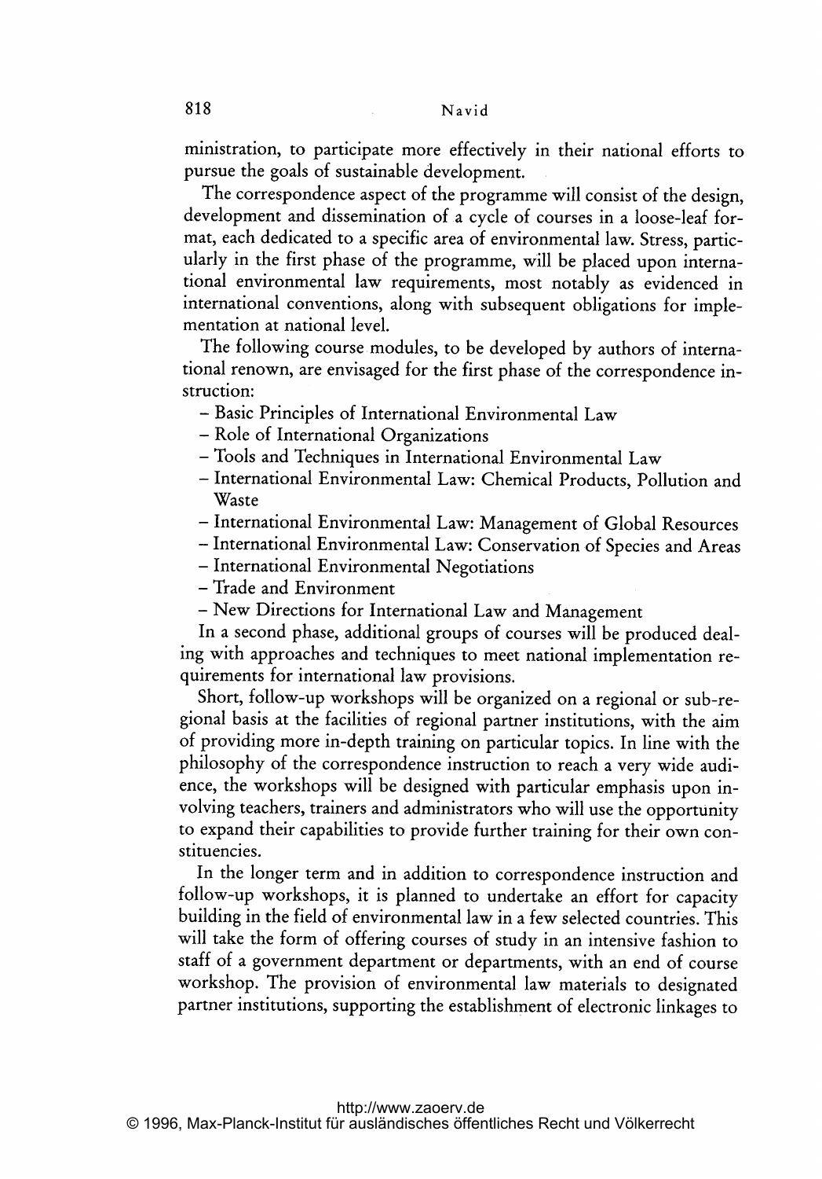ministration, to participate more effectively in their national efforts to pursue the goals of sustainable development.

The correspondence aspect of the programme will consist of the design, development and dissemination of a cycle of courses in a loose-leaf format, each dedicated to a specific area of environmental law. Stress, particularly in the first phase of the programme, will be placed upon international environmental law requirements, most notably as evidenced in international conventions, along with subsequent obligations for implementation at national level.

The following course modules, to be developed by authors of international renown, are envisaged for the first phase of the correspondence instruction:

- Basic Principles of International Environmental Law
- Role of International Organizations
- Tools and Techniques in International Environmental Law
- International Environmental Law: Chemical Products, Pollution and Waste
- International Environmental Law: Management of Global Resources
- International Environmental Law: Conservation of Species and Areas
- International Environmental Negotiations
- Trade and Environment
- New Directions for International Law and Management

In a second phase, additional groups of courses will be produced dealing with approaches and techniques to meet national implementation requirements for international law provisions.

Short, follow-up workshops will be organized on a regional or sub-regional basis at the facilities of regional partner institutions, with the aim of providing more in-depth training on particular topics. In line with the philosophy of the correspondence instruction to reach a very wide audience, the workshops will be designed with particular emphasis upon involving teachers, trainers and administrators who will use the opportunity to expand their capabilities to provide further training for their own constituencies.

In the longer term and in addition to correspondence instruction and follow-up workshops, it is planned to undertake an effort for capacity building in the field of environmental law in a few selected countries. This will take the form of offering courses of study in an intensive fashion to staff of a government department or departments, with an end of course workshop. The provision of environmental law materials to designated partner institutions, supporting the establishment of electronic linkages to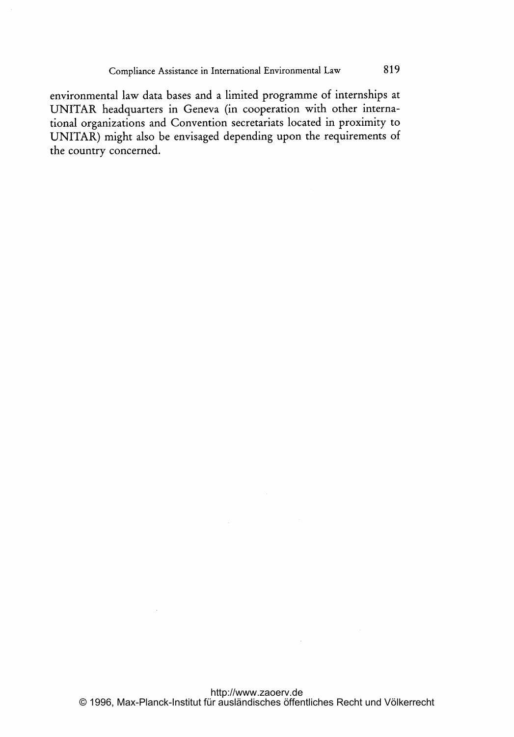environmental law data bases and a limited programme of internships at UNITAR headquarters in Geneva (in cooperation with other international organizations and Convention secretariats located in proximity to UNITAR) might also be envisaged depending upon the requirements of the country concerned.